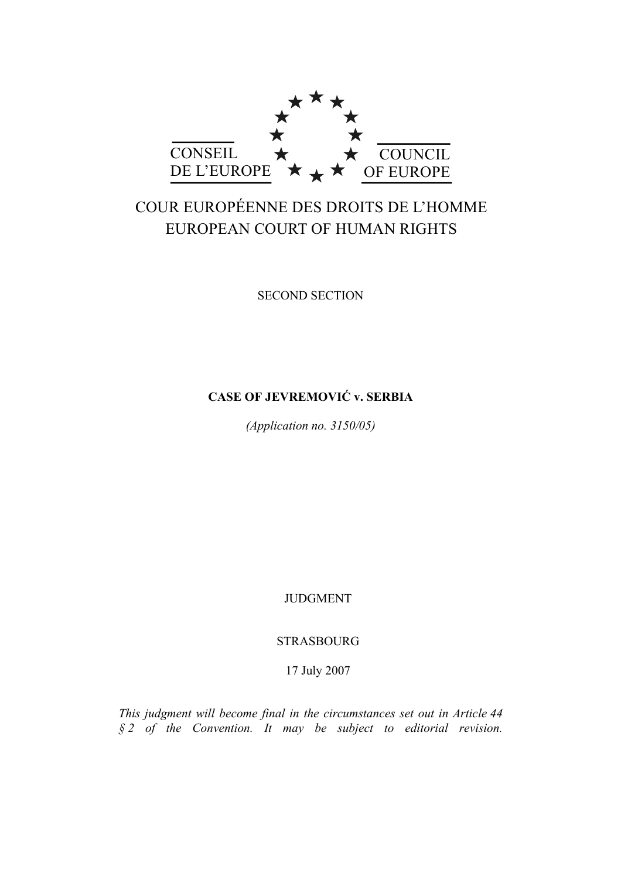CONSEIL DE L'EUROPE

COUNCIL OF EUROPE

COUR EUROPÉENNE DES DROITS DE L'HOMME
EUROPEAN COURT OF HUMAN RIGHTS

SECOND SECTION

**CASE OF JEVREMOVIĆ v. SERBIA**

*(Application no. 3150/05)*

JUDGMENT

STRASBOURG

17 July 2007

*This judgment will become final in the circumstances set out in Article 44 § 2 of the Convention. It may be subject to editorial revision.*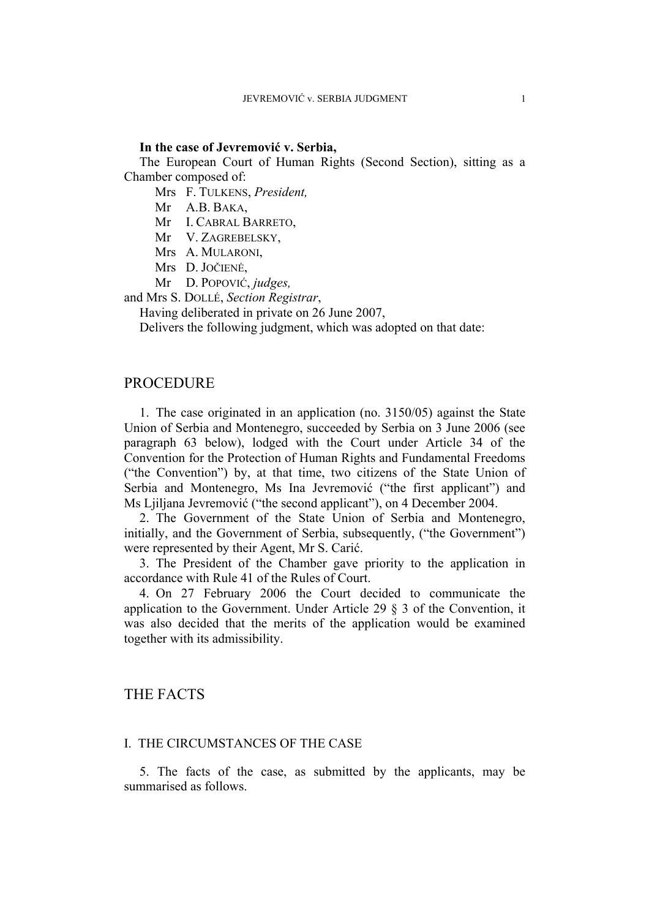**In the case of Jevremović v. Serbia,**

The European Court of Human Rights (Second Section), sitting as a Chamber composed of:

Mrs F. Tulkens, *President,*
Mr A.B. Baka,
Mr I. Cabral Barreto,
Mr V. Zagrebelsky,
Mrs A. Mularoni,
Mrs D. Jočienė,
Mr D. Popović, *judges,*
and Mrs S. Dollé, *Section Registrar*,

Having deliberated in private on 26 June 2007,

Delivers the following judgment, which was adopted on that date:

# PROCEDURE

1. The case originated in an application (no. 3150/05) against the State Union of Serbia and Montenegro, succeeded by Serbia on 3 June 2006 (see paragraph 63 below), lodged with the Court under Article 34 of the Convention for the Protection of Human Rights and Fundamental Freedoms ("the Convention") by, at that time, two citizens of the State Union of Serbia and Montenegro, Ms Ina Jevremović ("the first applicant") and Ms Ljiljana Jevremović ("the second applicant"), on 4 December 2004.

2. The Government of the State Union of Serbia and Montenegro, initially, and the Government of Serbia, subsequently, ("the Government") were represented by their Agent, Mr S. Carić.

3. The President of the Chamber gave priority to the application in accordance with Rule 41 of the Rules of Court.

4. On 27 February 2006 the Court decided to communicate the application to the Government. Under Article 29 § 3 of the Convention, it was also decided that the merits of the application would be examined together with its admissibility.

# THE FACTS

## I. THE CIRCUMSTANCES OF THE CASE

5. The facts of the case, as submitted by the applicants, may be summarised as follows.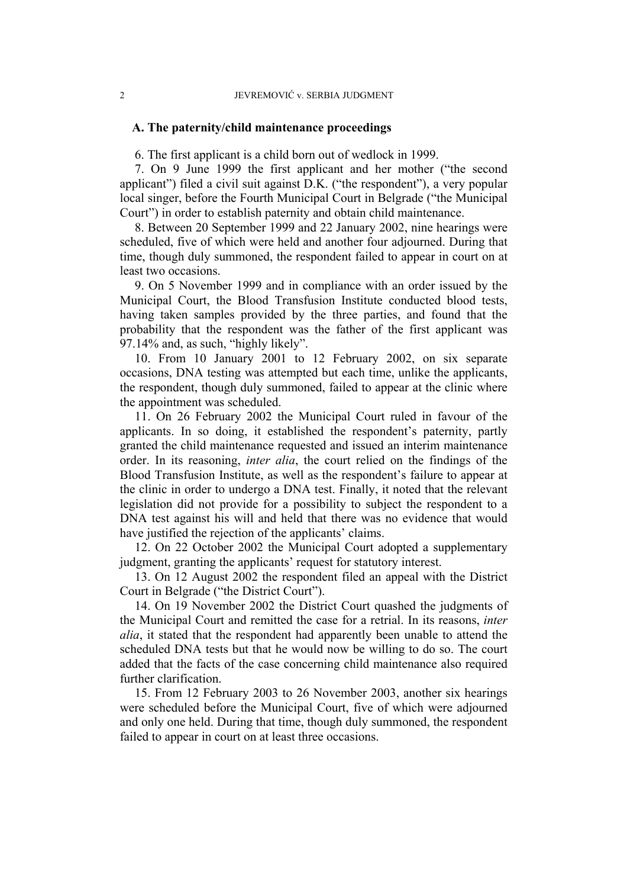### A. The paternity/child maintenance proceedings

6. The first applicant is a child born out of wedlock in 1999.

7. On 9 June 1999 the first applicant and her mother ("the second applicant") filed a civil suit against D.K. ("the respondent"), a very popular local singer, before the Fourth Municipal Court in Belgrade ("the Municipal Court") in order to establish paternity and obtain child maintenance.

8. Between 20 September 1999 and 22 January 2002, nine hearings were scheduled, five of which were held and another four adjourned. During that time, though duly summoned, the respondent failed to appear in court on at least two occasions.

9. On 5 November 1999 and in compliance with an order issued by the Municipal Court, the Blood Transfusion Institute conducted blood tests, having taken samples provided by the three parties, and found that the probability that the respondent was the father of the first applicant was 97.14% and, as such, "highly likely".

10. From 10 January 2001 to 12 February 2002, on six separate occasions, DNA testing was attempted but each time, unlike the applicants, the respondent, though duly summoned, failed to appear at the clinic where the appointment was scheduled.

11. On 26 February 2002 the Municipal Court ruled in favour of the applicants. In so doing, it established the respondent's paternity, partly granted the child maintenance requested and issued an interim maintenance order. In its reasoning, *inter alia*, the court relied on the findings of the Blood Transfusion Institute, as well as the respondent's failure to appear at the clinic in order to undergo a DNA test. Finally, it noted that the relevant legislation did not provide for a possibility to subject the respondent to a DNA test against his will and held that there was no evidence that would have justified the rejection of the applicants' claims.

12. On 22 October 2002 the Municipal Court adopted a supplementary judgment, granting the applicants' request for statutory interest.

13. On 12 August 2002 the respondent filed an appeal with the District Court in Belgrade ("the District Court").

14. On 19 November 2002 the District Court quashed the judgments of the Municipal Court and remitted the case for a retrial. In its reasons, *inter alia*, it stated that the respondent had apparently been unable to attend the scheduled DNA tests but that he would now be willing to do so. The court added that the facts of the case concerning child maintenance also required further clarification.

15. From 12 February 2003 to 26 November 2003, another six hearings were scheduled before the Municipal Court, five of which were adjourned and only one held. During that time, though duly summoned, the respondent failed to appear in court on at least three occasions.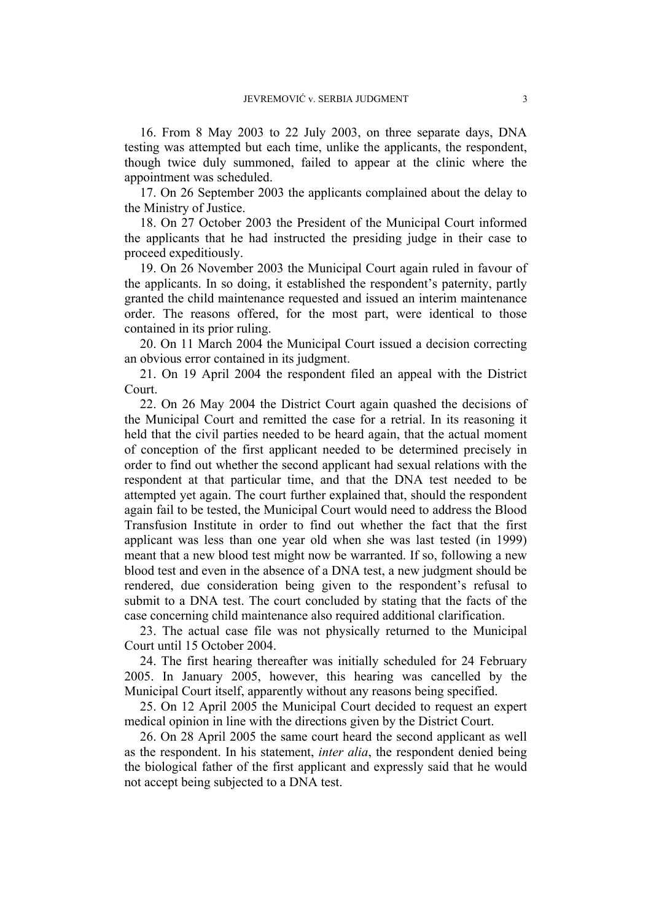16. From 8 May 2003 to 22 July 2003, on three separate days, DNA testing was attempted but each time, unlike the applicants, the respondent, though twice duly summoned, failed to appear at the clinic where the appointment was scheduled.

17. On 26 September 2003 the applicants complained about the delay to the Ministry of Justice.

18. On 27 October 2003 the President of the Municipal Court informed the applicants that he had instructed the presiding judge in their case to proceed expeditiously.

19. On 26 November 2003 the Municipal Court again ruled in favour of the applicants. In so doing, it established the respondent's paternity, partly granted the child maintenance requested and issued an interim maintenance order. The reasons offered, for the most part, were identical to those contained in its prior ruling.

20. On 11 March 2004 the Municipal Court issued a decision correcting an obvious error contained in its judgment.

21. On 19 April 2004 the respondent filed an appeal with the District Court.

22. On 26 May 2004 the District Court again quashed the decisions of the Municipal Court and remitted the case for a retrial. In its reasoning it held that the civil parties needed to be heard again, that the actual moment of conception of the first applicant needed to be determined precisely in order to find out whether the second applicant had sexual relations with the respondent at that particular time, and that the DNA test needed to be attempted yet again. The court further explained that, should the respondent again fail to be tested, the Municipal Court would need to address the Blood Transfusion Institute in order to find out whether the fact that the first applicant was less than one year old when she was last tested (in 1999) meant that a new blood test might now be warranted. If so, following a new blood test and even in the absence of a DNA test, a new judgment should be rendered, due consideration being given to the respondent's refusal to submit to a DNA test. The court concluded by stating that the facts of the case concerning child maintenance also required additional clarification.

23. The actual case file was not physically returned to the Municipal Court until 15 October 2004.

24. The first hearing thereafter was initially scheduled for 24 February 2005. In January 2005, however, this hearing was cancelled by the Municipal Court itself, apparently without any reasons being specified.

25. On 12 April 2005 the Municipal Court decided to request an expert medical opinion in line with the directions given by the District Court.

26. On 28 April 2005 the same court heard the second applicant as well as the respondent. In his statement, *inter alia*, the respondent denied being the biological father of the first applicant and expressly said that he would not accept being subjected to a DNA test.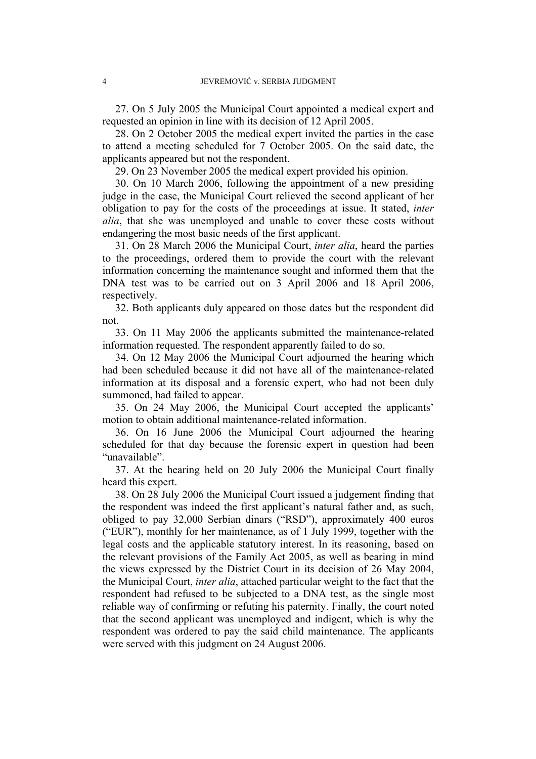27. On 5 July 2005 the Municipal Court appointed a medical expert and requested an opinion in line with its decision of 12 April 2005.

28. On 2 October 2005 the medical expert invited the parties in the case to attend a meeting scheduled for 7 October 2005. On the said date, the applicants appeared but not the respondent.

29. On 23 November 2005 the medical expert provided his opinion.

30. On 10 March 2006, following the appointment of a new presiding judge in the case, the Municipal Court relieved the second applicant of her obligation to pay for the costs of the proceedings at issue. It stated, *inter alia*, that she was unemployed and unable to cover these costs without endangering the most basic needs of the first applicant.

31. On 28 March 2006 the Municipal Court, *inter alia*, heard the parties to the proceedings, ordered them to provide the court with the relevant information concerning the maintenance sought and informed them that the DNA test was to be carried out on 3 April 2006 and 18 April 2006, respectively.

32. Both applicants duly appeared on those dates but the respondent did not.

33. On 11 May 2006 the applicants submitted the maintenance-related information requested. The respondent apparently failed to do so.

34. On 12 May 2006 the Municipal Court adjourned the hearing which had been scheduled because it did not have all of the maintenance-related information at its disposal and a forensic expert, who had not been duly summoned, had failed to appear.

35. On 24 May 2006, the Municipal Court accepted the applicants' motion to obtain additional maintenance-related information.

36. On 16 June 2006 the Municipal Court adjourned the hearing scheduled for that day because the forensic expert in question had been "unavailable".

37. At the hearing held on 20 July 2006 the Municipal Court finally heard this expert.

38. On 28 July 2006 the Municipal Court issued a judgement finding that the respondent was indeed the first applicant's natural father and, as such, obliged to pay 32,000 Serbian dinars ("RSD"), approximately 400 euros ("EUR"), monthly for her maintenance, as of 1 July 1999, together with the legal costs and the applicable statutory interest. In its reasoning, based on the relevant provisions of the Family Act 2005, as well as bearing in mind the views expressed by the District Court in its decision of 26 May 2004, the Municipal Court, *inter alia*, attached particular weight to the fact that the respondent had refused to be subjected to a DNA test, as the single most reliable way of confirming or refuting his paternity. Finally, the court noted that the second applicant was unemployed and indigent, which is why the respondent was ordered to pay the said child maintenance. The applicants were served with this judgment on 24 August 2006.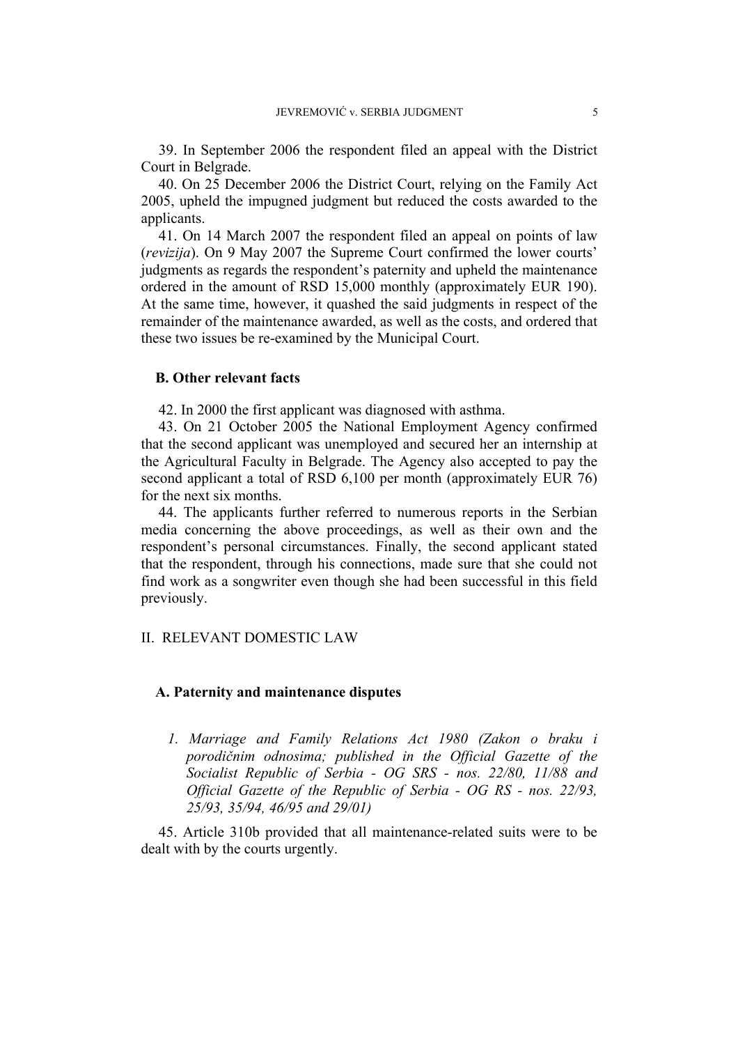39. In September 2006 the respondent filed an appeal with the District Court in Belgrade.

40. On 25 December 2006 the District Court, relying on the Family Act 2005, upheld the impugned judgment but reduced the costs awarded to the applicants.

41. On 14 March 2007 the respondent filed an appeal on points of law (*revizija*). On 9 May 2007 the Supreme Court confirmed the lower courts' judgments as regards the respondent's paternity and upheld the maintenance ordered in the amount of RSD 15,000 monthly (approximately EUR 190). At the same time, however, it quashed the said judgments in respect of the remainder of the maintenance awarded, as well as the costs, and ordered that these two issues be re-examined by the Municipal Court.

### B. Other relevant facts

42. In 2000 the first applicant was diagnosed with asthma.

43. On 21 October 2005 the National Employment Agency confirmed that the second applicant was unemployed and secured her an internship at the Agricultural Faculty in Belgrade. The Agency also accepted to pay the second applicant a total of RSD 6,100 per month (approximately EUR 76) for the next six months.

44. The applicants further referred to numerous reports in the Serbian media concerning the above proceedings, as well as their own and the respondent's personal circumstances. Finally, the second applicant stated that the respondent, through his connections, made sure that she could not find work as a songwriter even though she had been successful in this field previously.

## II. RELEVANT DOMESTIC LAW

### A. Paternity and maintenance disputes

#### *1. Marriage and Family Relations Act 1980 (Zakon o braku i porodičnim odnosima; published in the Official Gazette of the Socialist Republic of Serbia - OG SRS - nos. 22/80, 11/88 and Official Gazette of the Republic of Serbia - OG RS - nos. 22/93, 25/93, 35/94, 46/95 and 29/01)*

45. Article 310b provided that all maintenance-related suits were to be dealt with by the courts urgently.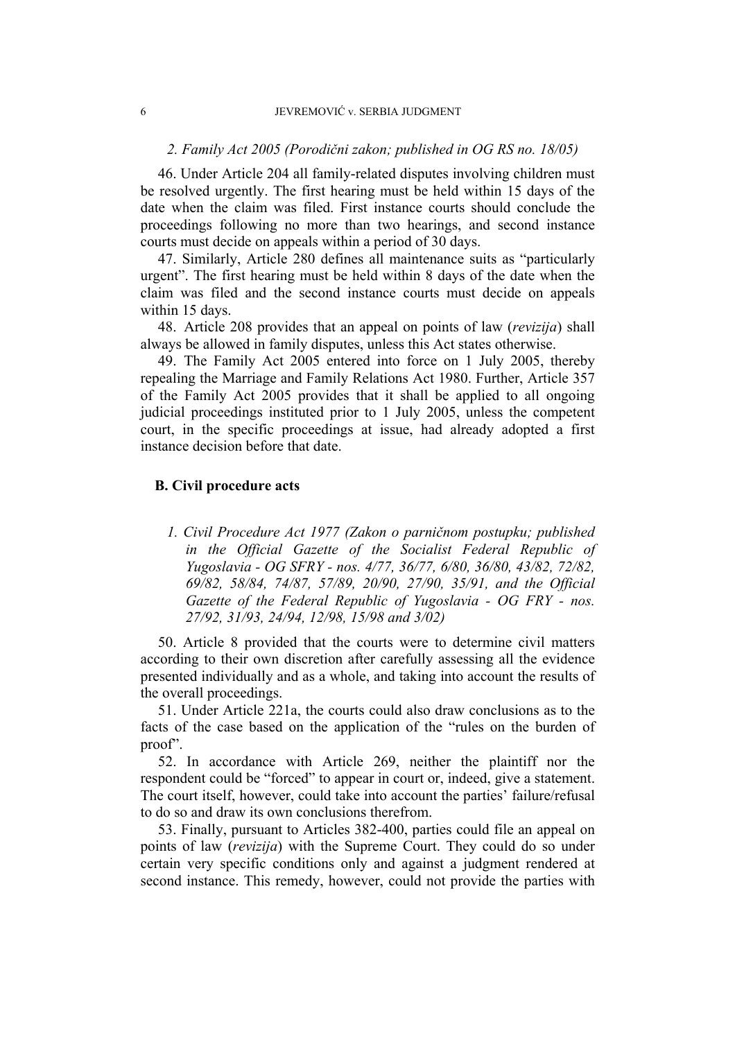*2. Family Act 2005 (Porodični zakon; published in OG RS no. 18/05)*

46. Under Article 204 all family-related disputes involving children must be resolved urgently. The first hearing must be held within 15 days of the date when the claim was filed. First instance courts should conclude the proceedings following no more than two hearings, and second instance courts must decide on appeals within a period of 30 days.

47. Similarly, Article 280 defines all maintenance suits as "particularly urgent". The first hearing must be held within 8 days of the date when the claim was filed and the second instance courts must decide on appeals within 15 days.

48. Article 208 provides that an appeal on points of law (*revizija*) shall always be allowed in family disputes, unless this Act states otherwise.

49. The Family Act 2005 entered into force on 1 July 2005, thereby repealing the Marriage and Family Relations Act 1980. Further, Article 357 of the Family Act 2005 provides that it shall be applied to all ongoing judicial proceedings instituted prior to 1 July 2005, unless the competent court, in the specific proceedings at issue, had already adopted a first instance decision before that date.

## B. Civil procedure acts

*1. Civil Procedure Act 1977 (Zakon o parničnom postupku; published in the Official Gazette of the Socialist Federal Republic of Yugoslavia - OG SFRY - nos. 4/77, 36/77, 6/80, 36/80, 43/82, 72/82, 69/82, 58/84, 74/87, 57/89, 20/90, 27/90, 35/91, and the Official Gazette of the Federal Republic of Yugoslavia - OG FRY - nos. 27/92, 31/93, 24/94, 12/98, 15/98 and 3/02)*

50. Article 8 provided that the courts were to determine civil matters according to their own discretion after carefully assessing all the evidence presented individually and as a whole, and taking into account the results of the overall proceedings.

51. Under Article 221a, the courts could also draw conclusions as to the facts of the case based on the application of the "rules on the burden of proof".

52. In accordance with Article 269, neither the plaintiff nor the respondent could be "forced" to appear in court or, indeed, give a statement. The court itself, however, could take into account the parties' failure/refusal to do so and draw its own conclusions therefrom.

53. Finally, pursuant to Articles 382-400, parties could file an appeal on points of law (*revizija*) with the Supreme Court. They could do so under certain very specific conditions only and against a judgment rendered at second instance. This remedy, however, could not provide the parties with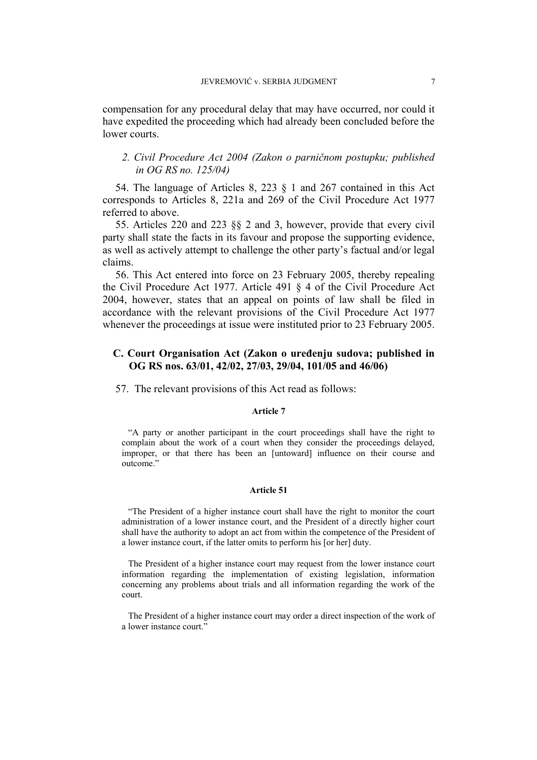compensation for any procedural delay that may have occurred, nor could it have expedited the proceeding which had already been concluded before the lower courts.

### *2. Civil Procedure Act 2004 (Zakon o parničnom postupku; published in OG RS no. 125/04)*

54. The language of Articles 8, 223 § 1 and 267 contained in this Act corresponds to Articles 8, 221a and 269 of the Civil Procedure Act 1977 referred to above.

55. Articles 220 and 223 §§ 2 and 3, however, provide that every civil party shall state the facts in its favour and propose the supporting evidence, as well as actively attempt to challenge the other party's factual and/or legal claims.

56. This Act entered into force on 23 February 2005, thereby repealing the Civil Procedure Act 1977. Article 491 § 4 of the Civil Procedure Act 2004, however, states that an appeal on points of law shall be filed in accordance with the relevant provisions of the Civil Procedure Act 1977 whenever the proceedings at issue were instituted prior to 23 February 2005.

## C. Court Organisation Act (Zakon o uređenju sudova; published in OG RS nos. 63/01, 42/02, 27/03, 29/04, 101/05 and 46/06)

57. The relevant provisions of this Act read as follows:

**Article 7**

"A party or another participant in the court proceedings shall have the right to complain about the work of a court when they consider the proceedings delayed, improper, or that there has been an [untoward] influence on their course and outcome."

**Article 51**

"The President of a higher instance court shall have the right to monitor the court administration of a lower instance court, and the President of a directly higher court shall have the authority to adopt an act from within the competence of the President of a lower instance court, if the latter omits to perform his [or her] duty.

The President of a higher instance court may request from the lower instance court information regarding the implementation of existing legislation, information concerning any problems about trials and all information regarding the work of the court.

The President of a higher instance court may order a direct inspection of the work of a lower instance court."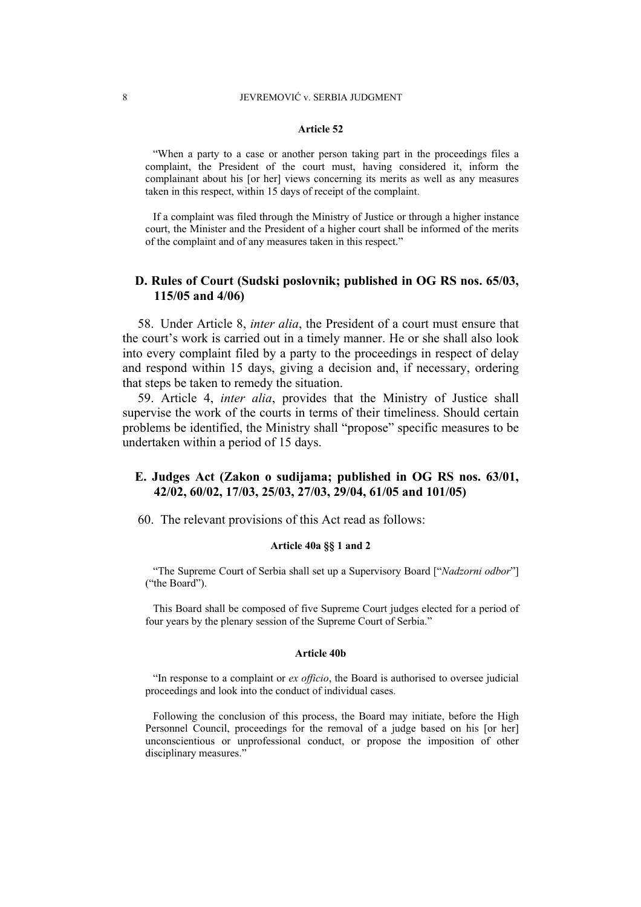#### Article 52

"When a party to a case or another person taking part in the proceedings files a complaint, the President of the court must, having considered it, inform the complainant about his [or her] views concerning its merits as well as any measures taken in this respect, within 15 days of receipt of the complaint.

If a complaint was filed through the Ministry of Justice or through a higher instance court, the Minister and the President of a higher court shall be informed of the merits of the complaint and of any measures taken in this respect."

### D. Rules of Court (Sudski poslovnik; published in OG RS nos. 65/03, 115/05 and 4/06)

58. Under Article 8, *inter alia*, the President of a court must ensure that the court's work is carried out in a timely manner. He or she shall also look into every complaint filed by a party to the proceedings in respect of delay and respond within 15 days, giving a decision and, if necessary, ordering that steps be taken to remedy the situation.

59. Article 4, *inter alia*, provides that the Ministry of Justice shall supervise the work of the courts in terms of their timeliness. Should certain problems be identified, the Ministry shall "propose" specific measures to be undertaken within a period of 15 days.

### E. Judges Act (Zakon o sudijama; published in OG RS nos. 63/01, 42/02, 60/02, 17/03, 25/03, 27/03, 29/04, 61/05 and 101/05)

60. The relevant provisions of this Act read as follows:

#### Article 40a §§ 1 and 2

"The Supreme Court of Serbia shall set up a Supervisory Board ["*Nadzorni odbor*"] ("the Board").

This Board shall be composed of five Supreme Court judges elected for a period of four years by the plenary session of the Supreme Court of Serbia."

#### Article 40b

"In response to a complaint or *ex officio*, the Board is authorised to oversee judicial proceedings and look into the conduct of individual cases.

Following the conclusion of this process, the Board may initiate, before the High Personnel Council, proceedings for the removal of a judge based on his [or her] unconscientious or unprofessional conduct, or propose the imposition of other disciplinary measures."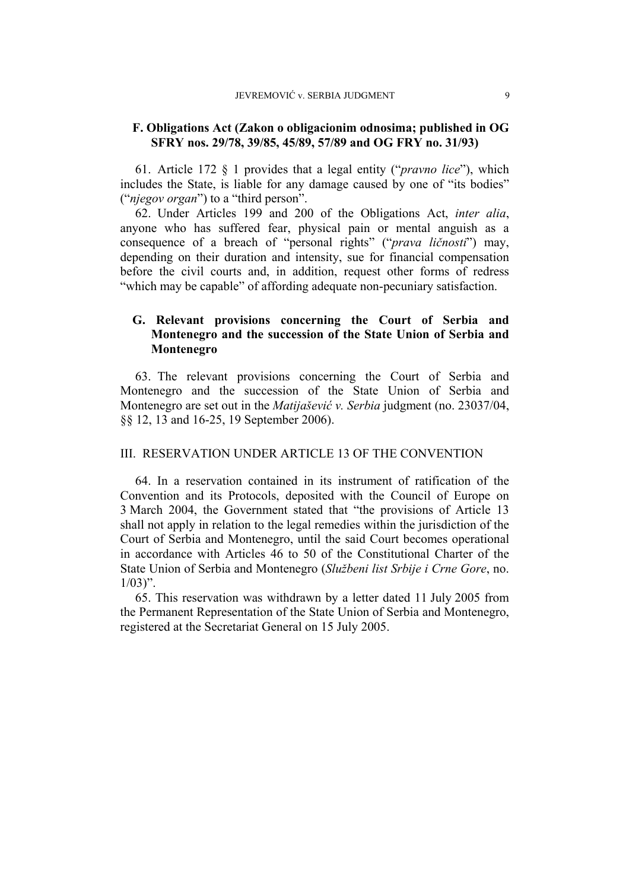### F. Obligations Act (Zakon o obligacionim odnosima; published in OG SFRY nos. 29/78, 39/85, 45/89, 57/89 and OG FRY no. 31/93)

61. Article 172 § 1 provides that a legal entity ("*pravno lice*"), which includes the State, is liable for any damage caused by one of "its bodies" ("*njegov organ*") to a "third person".

62. Under Articles 199 and 200 of the Obligations Act, *inter alia*, anyone who has suffered fear, physical pain or mental anguish as a consequence of a breach of "personal rights" ("*prava ličnosti*") may, depending on their duration and intensity, sue for financial compensation before the civil courts and, in addition, request other forms of redress "which may be capable" of affording adequate non-pecuniary satisfaction.

### G. Relevant provisions concerning the Court of Serbia and Montenegro and the succession of the State Union of Serbia and Montenegro

63. The relevant provisions concerning the Court of Serbia and Montenegro and the succession of the State Union of Serbia and Montenegro are set out in the *Matijašević v. Serbia* judgment (no. 23037/04, §§ 12, 13 and 16-25, 19 September 2006).

## III. RESERVATION UNDER ARTICLE 13 OF THE CONVENTION

64. In a reservation contained in its instrument of ratification of the Convention and its Protocols, deposited with the Council of Europe on 3 March 2004, the Government stated that "the provisions of Article 13 shall not apply in relation to the legal remedies within the jurisdiction of the Court of Serbia and Montenegro, until the said Court becomes operational in accordance with Articles 46 to 50 of the Constitutional Charter of the State Union of Serbia and Montenegro (*Službeni list Srbije i Crne Gore*, no. 1/03)".

65. This reservation was withdrawn by a letter dated 11 July 2005 from the Permanent Representation of the State Union of Serbia and Montenegro, registered at the Secretariat General on 15 July 2005.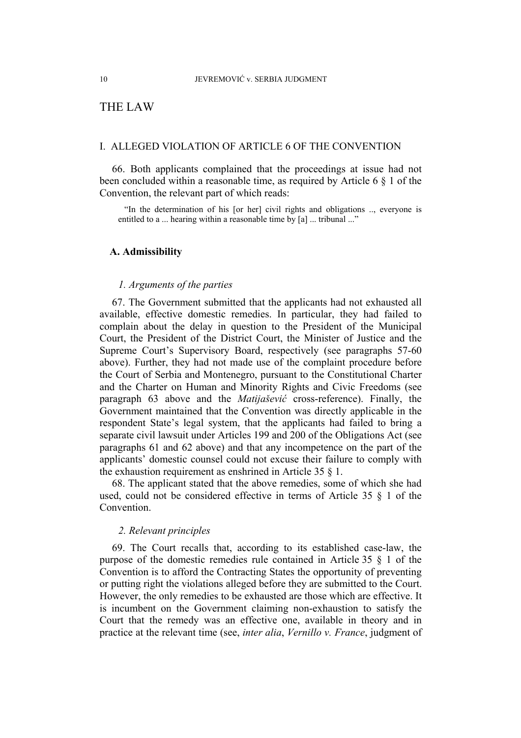# THE LAW

## I. ALLEGED VIOLATION OF ARTICLE 6 OF THE CONVENTION

66. Both applicants complained that the proceedings at issue had not been concluded within a reasonable time, as required by Article 6 § 1 of the Convention, the relevant part of which reads:

> "In the determination of his [or her] civil rights and obligations .., everyone is entitled to a ... hearing within a reasonable time by [a] ... tribunal ..."

### A. Admissibility

#### 1. Arguments of the parties

67. The Government submitted that the applicants had not exhausted all available, effective domestic remedies. In particular, they had failed to complain about the delay in question to the President of the Municipal Court, the President of the District Court, the Minister of Justice and the Supreme Court's Supervisory Board, respectively (see paragraphs 57-60 above). Further, they had not made use of the complaint procedure before the Court of Serbia and Montenegro, pursuant to the Constitutional Charter and the Charter on Human and Minority Rights and Civic Freedoms (see paragraph 63 above and the *Matijašević* cross-reference). Finally, the Government maintained that the Convention was directly applicable in the respondent State's legal system, that the applicants had failed to bring a separate civil lawsuit under Articles 199 and 200 of the Obligations Act (see paragraphs 61 and 62 above) and that any incompetence on the part of the applicants' domestic counsel could not excuse their failure to comply with the exhaustion requirement as enshrined in Article 35 § 1.

68. The applicant stated that the above remedies, some of which she had used, could not be considered effective in terms of Article 35 § 1 of the Convention.

#### 2. Relevant principles

69. The Court recalls that, according to its established case-law, the purpose of the domestic remedies rule contained in Article 35 § 1 of the Convention is to afford the Contracting States the opportunity of preventing or putting right the violations alleged before they are submitted to the Court. However, the only remedies to be exhausted are those which are effective. It is incumbent on the Government claiming non-exhaustion to satisfy the Court that the remedy was an effective one, available in theory and in practice at the relevant time (see, *inter alia*, *Vernillo v. France*, judgment of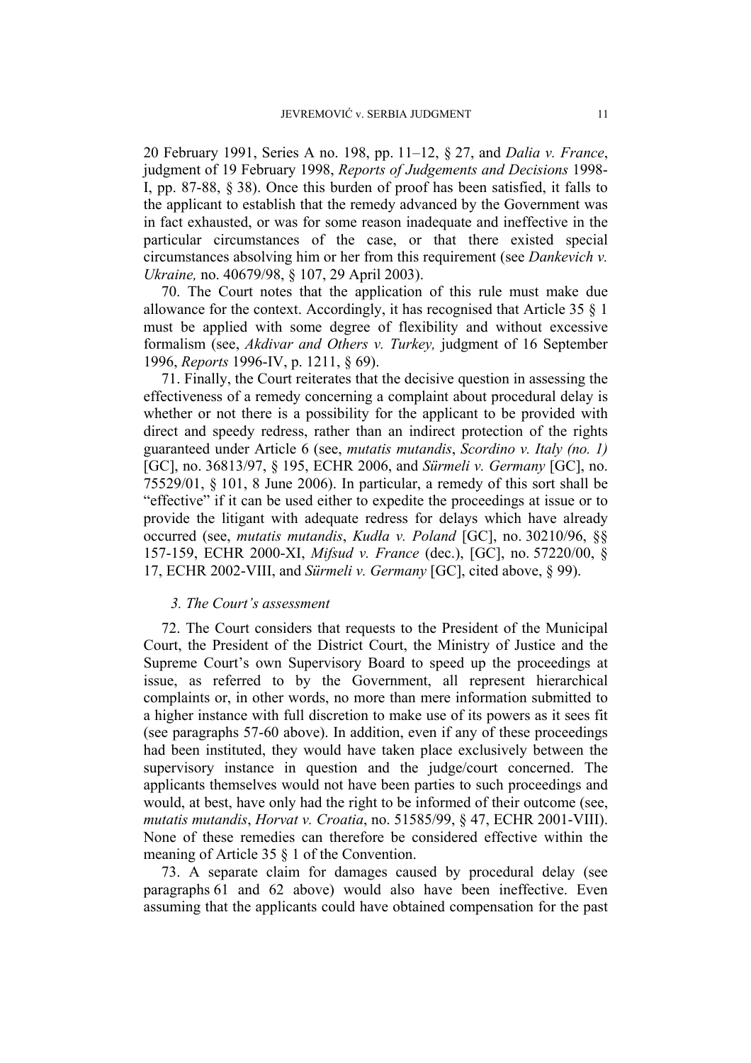20 February 1991, Series A no. 198, pp. 11–12, § 27, and *Dalia v. France*, judgment of 19 February 1998, *Reports of Judgements and Decisions* 1998-I, pp. 87-88, § 38). Once this burden of proof has been satisfied, it falls to the applicant to establish that the remedy advanced by the Government was in fact exhausted, or was for some reason inadequate and ineffective in the particular circumstances of the case, or that there existed special circumstances absolving him or her from this requirement (see *Dankevich v. Ukraine,* no. 40679/98, § 107, 29 April 2003).

70. The Court notes that the application of this rule must make due allowance for the context. Accordingly, it has recognised that Article 35 § 1 must be applied with some degree of flexibility and without excessive formalism (see, *Akdivar and Others v. Turkey,* judgment of 16 September 1996, *Reports* 1996-IV, p. 1211, § 69).

71. Finally, the Court reiterates that the decisive question in assessing the effectiveness of a remedy concerning a complaint about procedural delay is whether or not there is a possibility for the applicant to be provided with direct and speedy redress, rather than an indirect protection of the rights guaranteed under Article 6 (see, *mutatis mutandis*, *Scordino v. Italy (no. 1)* [GC], no. 36813/97, § 195, ECHR 2006, and *Sürmeli v. Germany* [GC], no. 75529/01, § 101, 8 June 2006). In particular, a remedy of this sort shall be "effective" if it can be used either to expedite the proceedings at issue or to provide the litigant with adequate redress for delays which have already occurred (see, *mutatis mutandis*, *Kudła v. Poland* [GC], no. 30210/96, §§ 157-159, ECHR 2000-XI, *Mifsud v. France* (dec.), [GC], no. 57220/00, § 17, ECHR 2002-VIII, and *Sürmeli v. Germany* [GC], cited above, § 99).

### *3. The Court's assessment*

72. The Court considers that requests to the President of the Municipal Court, the President of the District Court, the Ministry of Justice and the Supreme Court's own Supervisory Board to speed up the proceedings at issue, as referred to by the Government, all represent hierarchical complaints or, in other words, no more than mere information submitted to a higher instance with full discretion to make use of its powers as it sees fit (see paragraphs 57-60 above). In addition, even if any of these proceedings had been instituted, they would have taken place exclusively between the supervisory instance in question and the judge/court concerned. The applicants themselves would not have been parties to such proceedings and would, at best, have only had the right to be informed of their outcome (see, *mutatis mutandis*, *Horvat v. Croatia*, no. 51585/99, § 47, ECHR 2001-VIII). None of these remedies can therefore be considered effective within the meaning of Article 35 § 1 of the Convention.

73. A separate claim for damages caused by procedural delay (see paragraphs 61 and 62 above) would also have been ineffective. Even assuming that the applicants could have obtained compensation for the past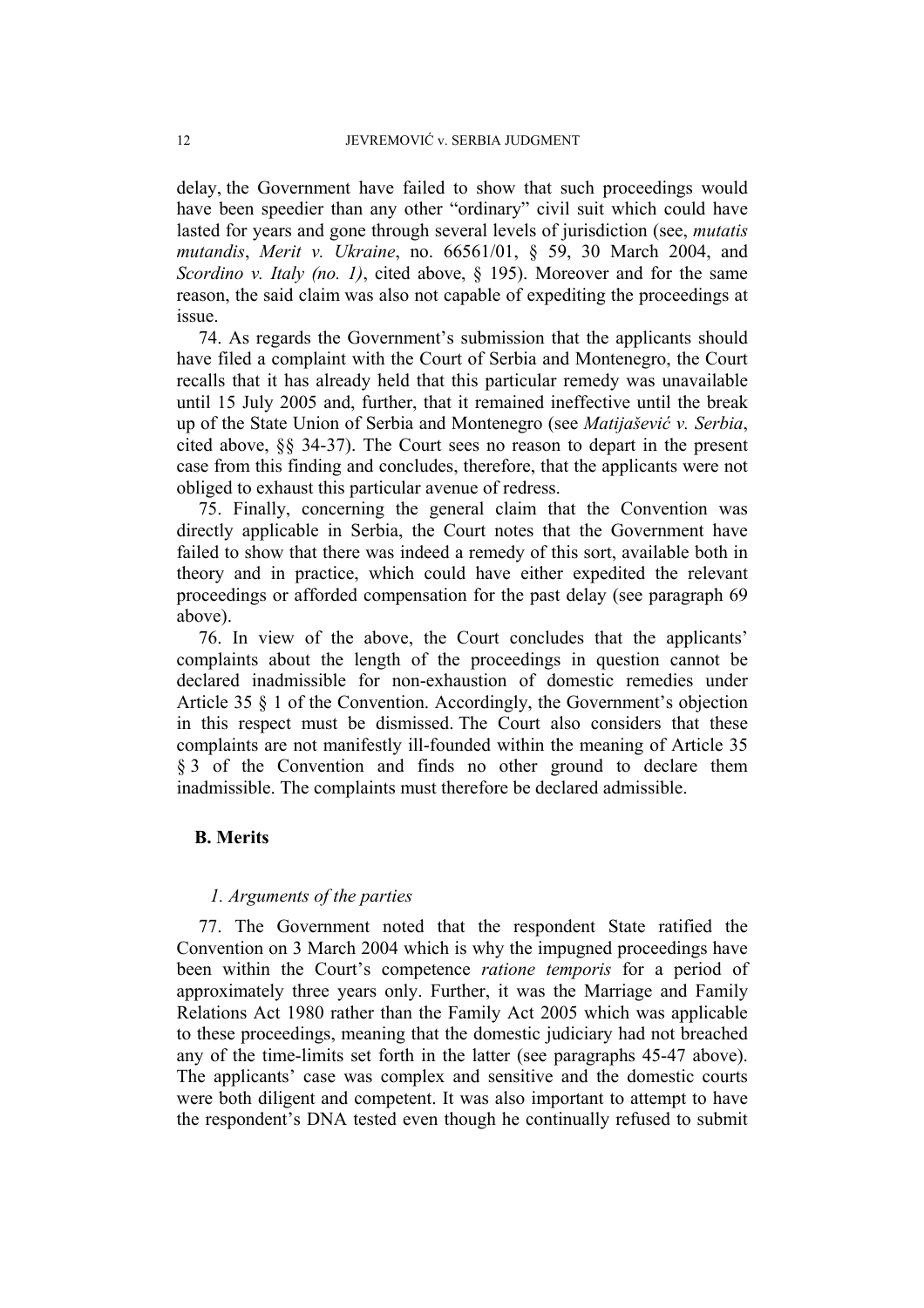delay, the Government have failed to show that such proceedings would have been speedier than any other "ordinary" civil suit which could have lasted for years and gone through several levels of jurisdiction (see, *mutatis mutandis*, *Merit v. Ukraine*, no. 66561/01, § 59, 30 March 2004, and *Scordino v. Italy (no. 1)*, cited above, § 195). Moreover and for the same reason, the said claim was also not capable of expediting the proceedings at issue.

74. As regards the Government's submission that the applicants should have filed a complaint with the Court of Serbia and Montenegro, the Court recalls that it has already held that this particular remedy was unavailable until 15 July 2005 and, further, that it remained ineffective until the break up of the State Union of Serbia and Montenegro (see *Matijašević v. Serbia*, cited above, §§ 34-37). The Court sees no reason to depart in the present case from this finding and concludes, therefore, that the applicants were not obliged to exhaust this particular avenue of redress.

75. Finally, concerning the general claim that the Convention was directly applicable in Serbia, the Court notes that the Government have failed to show that there was indeed a remedy of this sort, available both in theory and in practice, which could have either expedited the relevant proceedings or afforded compensation for the past delay (see paragraph 69 above).

76. In view of the above, the Court concludes that the applicants' complaints about the length of the proceedings in question cannot be declared inadmissible for non-exhaustion of domestic remedies under Article 35 § 1 of the Convention. Accordingly, the Government's objection in this respect must be dismissed. The Court also considers that these complaints are not manifestly ill-founded within the meaning of Article 35 § 3 of the Convention and finds no other ground to declare them inadmissible. The complaints must therefore be declared admissible.

## B. Merits

### *1. Arguments of the parties*

77. The Government noted that the respondent State ratified the Convention on 3 March 2004 which is why the impugned proceedings have been within the Court's competence *ratione temporis* for a period of approximately three years only. Further, it was the Marriage and Family Relations Act 1980 rather than the Family Act 2005 which was applicable to these proceedings, meaning that the domestic judiciary had not breached any of the time-limits set forth in the latter (see paragraphs 45-47 above). The applicants' case was complex and sensitive and the domestic courts were both diligent and competent. It was also important to attempt to have the respondent's DNA tested even though he continually refused to submit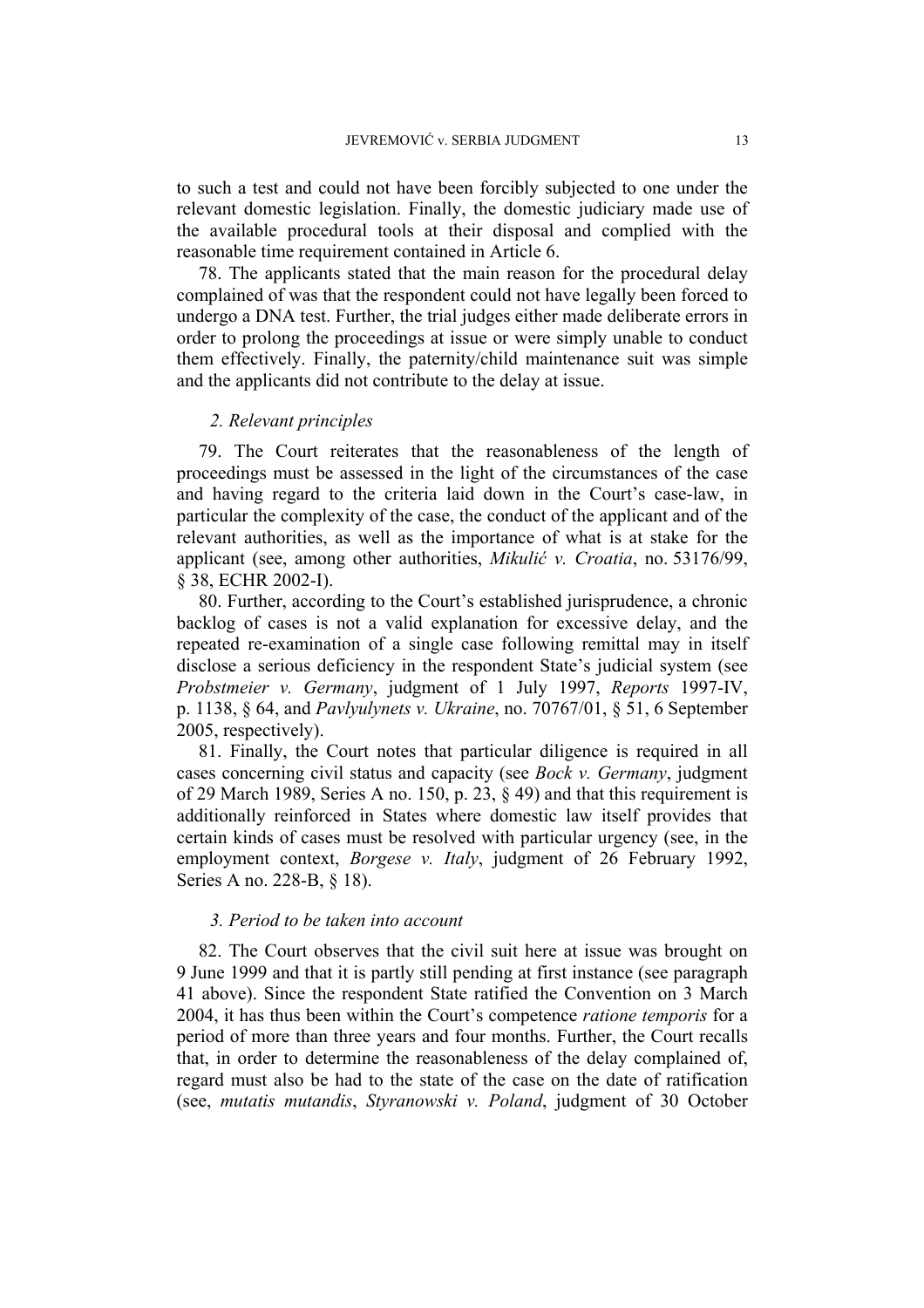to such a test and could not have been forcibly subjected to one under the relevant domestic legislation. Finally, the domestic judiciary made use of the available procedural tools at their disposal and complied with the reasonable time requirement contained in Article 6.

78. The applicants stated that the main reason for the procedural delay complained of was that the respondent could not have legally been forced to undergo a DNA test. Further, the trial judges either made deliberate errors in order to prolong the proceedings at issue or were simply unable to conduct them effectively. Finally, the paternity/child maintenance suit was simple and the applicants did not contribute to the delay at issue.

### *2. Relevant principles*

79. The Court reiterates that the reasonableness of the length of proceedings must be assessed in the light of the circumstances of the case and having regard to the criteria laid down in the Court's case-law, in particular the complexity of the case, the conduct of the applicant and of the relevant authorities, as well as the importance of what is at stake for the applicant (see, among other authorities, *Mikulić v. Croatia*, no. 53176/99, § 38, ECHR 2002-I).

80. Further, according to the Court's established jurisprudence, a chronic backlog of cases is not a valid explanation for excessive delay, and the repeated re-examination of a single case following remittal may in itself disclose a serious deficiency in the respondent State's judicial system (see *Probstmeier v. Germany*, judgment of 1 July 1997, *Reports* 1997-IV, p. 1138, § 64, and *Pavlyulynets v. Ukraine*, no. 70767/01, § 51, 6 September 2005, respectively).

81. Finally, the Court notes that particular diligence is required in all cases concerning civil status and capacity (see *Bock v. Germany*, judgment of 29 March 1989, Series A no. 150, p. 23, § 49) and that this requirement is additionally reinforced in States where domestic law itself provides that certain kinds of cases must be resolved with particular urgency (see, in the employment context, *Borgese v. Italy*, judgment of 26 February 1992, Series A no. 228-B, § 18).

### *3. Period to be taken into account*

82. The Court observes that the civil suit here at issue was brought on 9 June 1999 and that it is partly still pending at first instance (see paragraph 41 above). Since the respondent State ratified the Convention on 3 March 2004, it has thus been within the Court's competence *ratione temporis* for a period of more than three years and four months. Further, the Court recalls that, in order to determine the reasonableness of the delay complained of, regard must also be had to the state of the case on the date of ratification (see, *mutatis mutandis*, *Styranowski v. Poland*, judgment of 30 October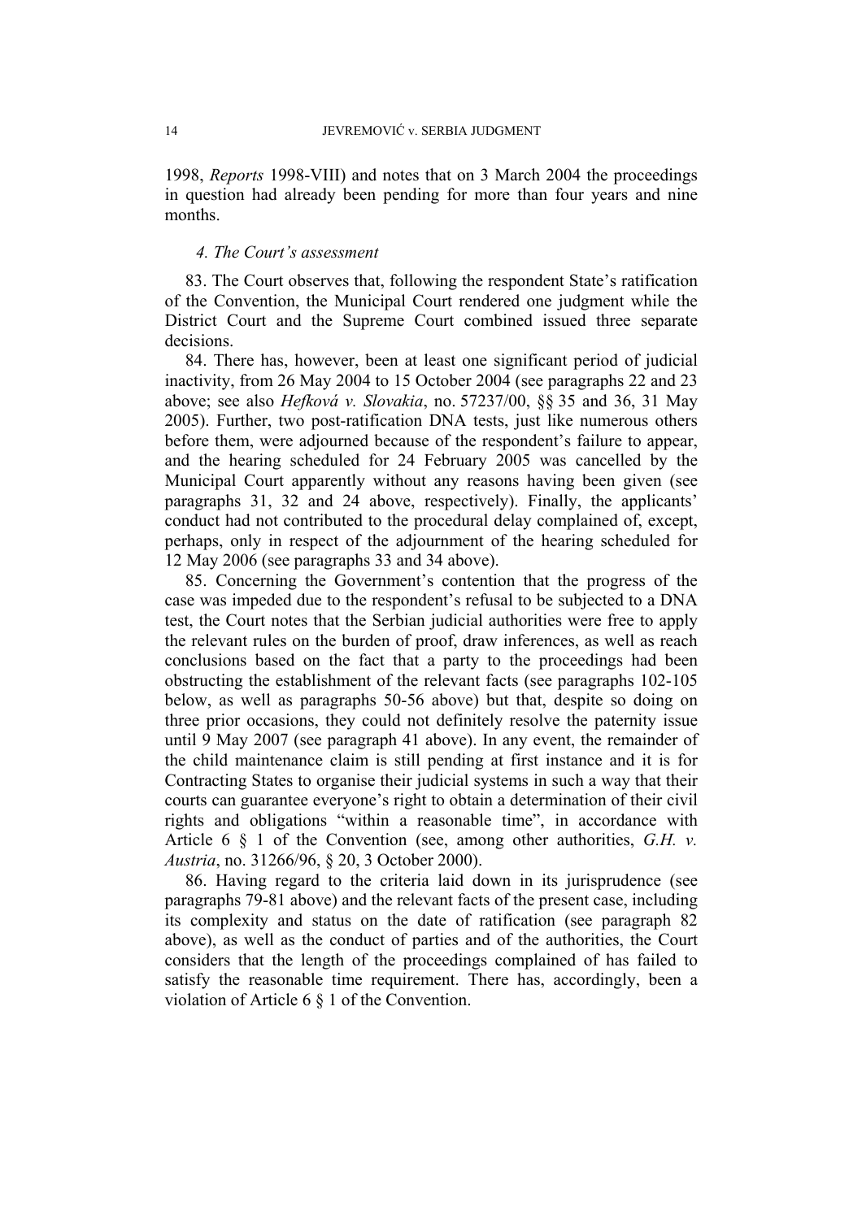1998, *Reports* 1998-VIII) and notes that on 3 March 2004 the proceedings in question had already been pending for more than four years and nine months.

#### *4. The Court's assessment*

83. The Court observes that, following the respondent State's ratification of the Convention, the Municipal Court rendered one judgment while the District Court and the Supreme Court combined issued three separate decisions.

84. There has, however, been at least one significant period of judicial inactivity, from 26 May 2004 to 15 October 2004 (see paragraphs 22 and 23 above; see also *Hefková v. Slovakia*, no. 57237/00, §§ 35 and 36, 31 May 2005). Further, two post-ratification DNA tests, just like numerous others before them, were adjourned because of the respondent's failure to appear, and the hearing scheduled for 24 February 2005 was cancelled by the Municipal Court apparently without any reasons having been given (see paragraphs 31, 32 and 24 above, respectively). Finally, the applicants' conduct had not contributed to the procedural delay complained of, except, perhaps, only in respect of the adjournment of the hearing scheduled for 12 May 2006 (see paragraphs 33 and 34 above).

85. Concerning the Government's contention that the progress of the case was impeded due to the respondent's refusal to be subjected to a DNA test, the Court notes that the Serbian judicial authorities were free to apply the relevant rules on the burden of proof, draw inferences, as well as reach conclusions based on the fact that a party to the proceedings had been obstructing the establishment of the relevant facts (see paragraphs 102-105 below, as well as paragraphs 50-56 above) but that, despite so doing on three prior occasions, they could not definitely resolve the paternity issue until 9 May 2007 (see paragraph 41 above). In any event, the remainder of the child maintenance claim is still pending at first instance and it is for Contracting States to organise their judicial systems in such a way that their courts can guarantee everyone's right to obtain a determination of their civil rights and obligations "within a reasonable time", in accordance with Article 6 § 1 of the Convention (see, among other authorities, *G.H. v. Austria*, no. 31266/96, § 20, 3 October 2000).

86. Having regard to the criteria laid down in its jurisprudence (see paragraphs 79-81 above) and the relevant facts of the present case, including its complexity and status on the date of ratification (see paragraph 82 above), as well as the conduct of parties and of the authorities, the Court considers that the length of the proceedings complained of has failed to satisfy the reasonable time requirement. There has, accordingly, been a violation of Article 6 § 1 of the Convention.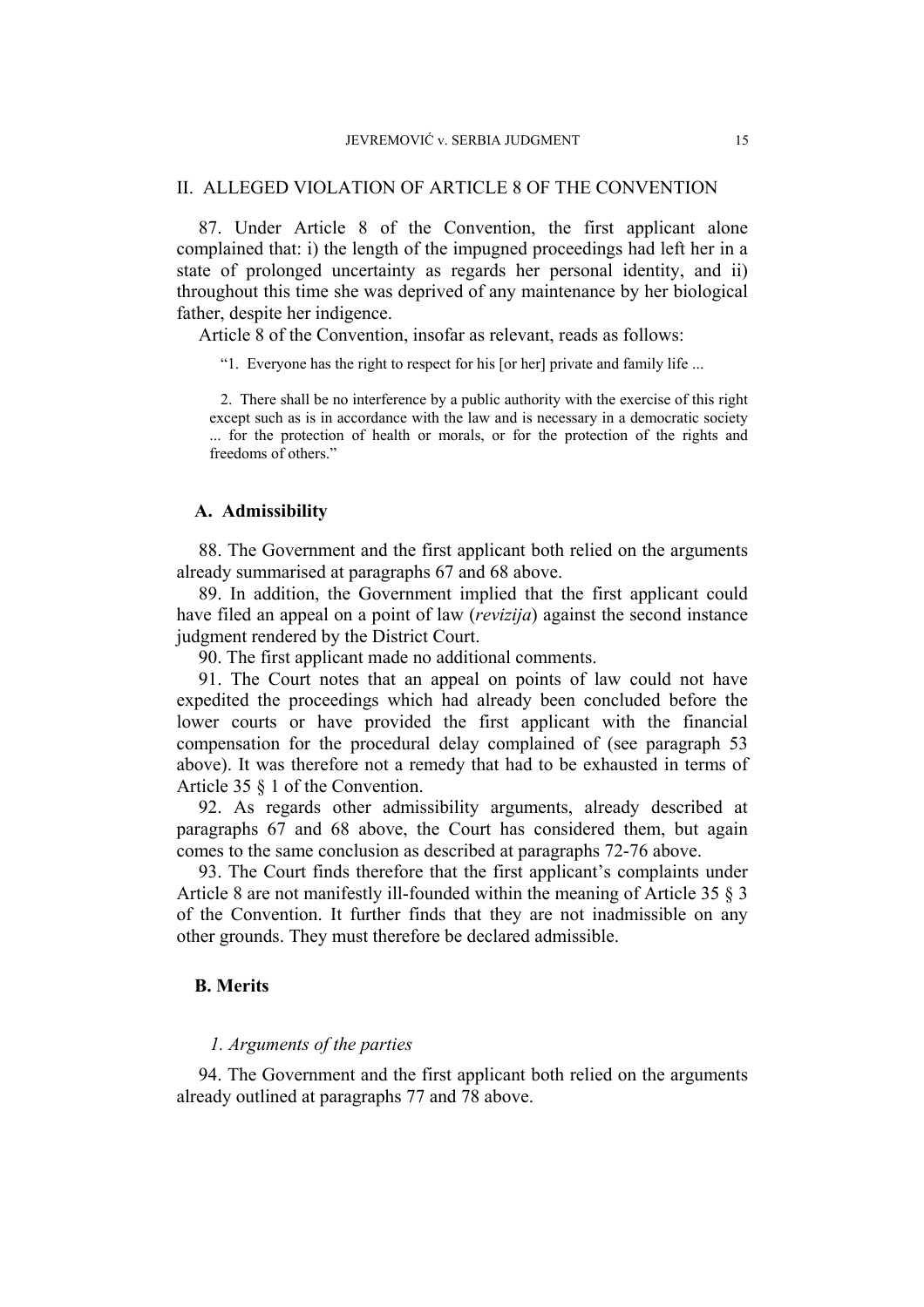## II. ALLEGED VIOLATION OF ARTICLE 8 OF THE CONVENTION

87. Under Article 8 of the Convention, the first applicant alone complained that: i) the length of the impugned proceedings had left her in a state of prolonged uncertainty as regards her personal identity, and ii) throughout this time she was deprived of any maintenance by her biological father, despite her indigence.

Article 8 of the Convention, insofar as relevant, reads as follows:

> "1. Everyone has the right to respect for his [or her] private and family life ...
>
> 2. There shall be no interference by a public authority with the exercise of this right except such as is in accordance with the law and is necessary in a democratic society ... for the protection of health or morals, or for the protection of the rights and freedoms of others."

### A. Admissibility

88. The Government and the first applicant both relied on the arguments already summarised at paragraphs 67 and 68 above.

89. In addition, the Government implied that the first applicant could have filed an appeal on a point of law (*revizija*) against the second instance judgment rendered by the District Court.

90. The first applicant made no additional comments.

91. The Court notes that an appeal on points of law could not have expedited the proceedings which had already been concluded before the lower courts or have provided the first applicant with the financial compensation for the procedural delay complained of (see paragraph 53 above). It was therefore not a remedy that had to be exhausted in terms of Article 35 § 1 of the Convention.

92. As regards other admissibility arguments, already described at paragraphs 67 and 68 above, the Court has considered them, but again comes to the same conclusion as described at paragraphs 72-76 above.

93. The Court finds therefore that the first applicant's complaints under Article 8 are not manifestly ill-founded within the meaning of Article 35 § 3 of the Convention. It further finds that they are not inadmissible on any other grounds. They must therefore be declared admissible.

### B. Merits

#### *1. Arguments of the parties*

94. The Government and the first applicant both relied on the arguments already outlined at paragraphs 77 and 78 above.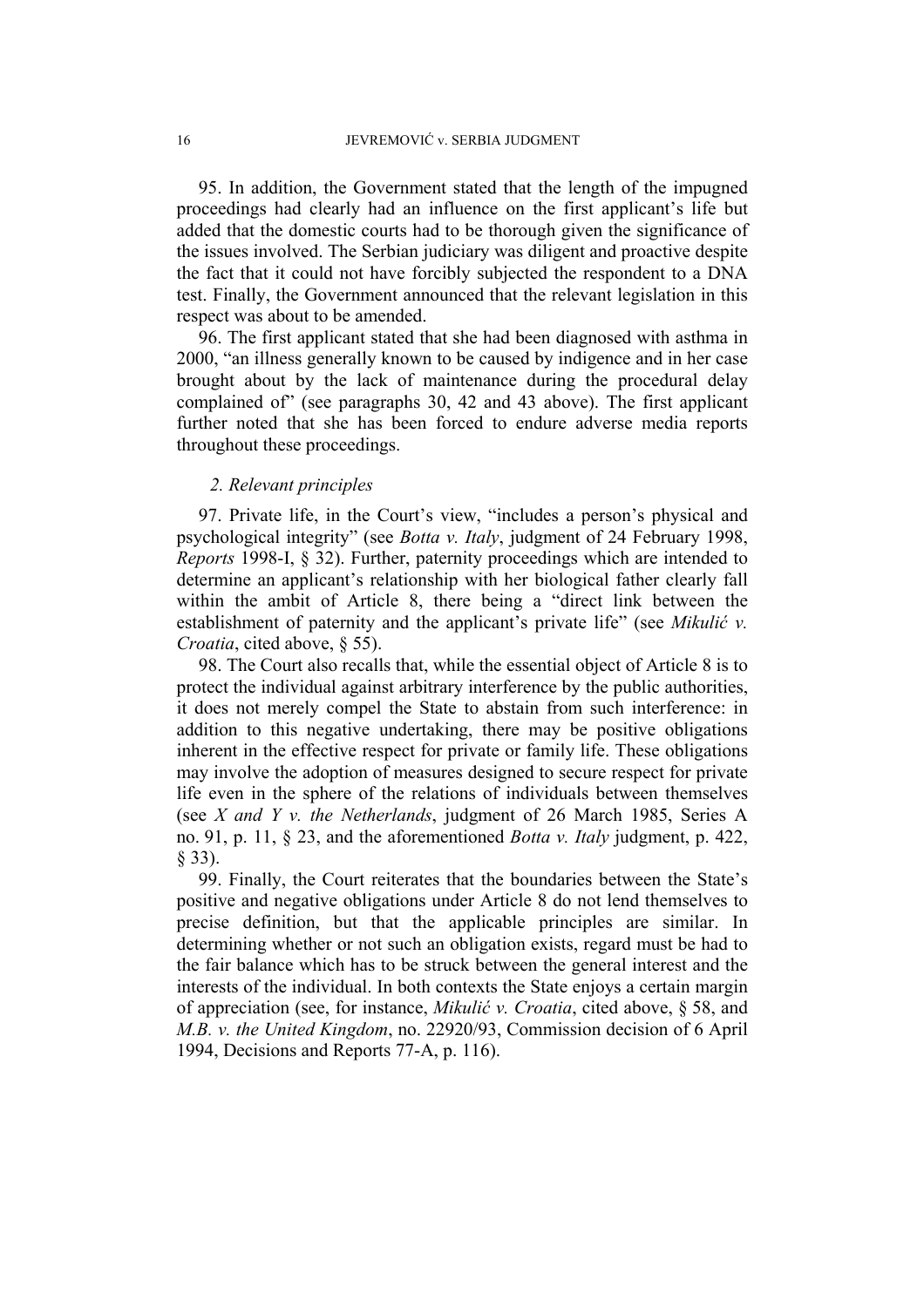95. In addition, the Government stated that the length of the impugned proceedings had clearly had an influence on the first applicant's life but added that the domestic courts had to be thorough given the significance of the issues involved. The Serbian judiciary was diligent and proactive despite the fact that it could not have forcibly subjected the respondent to a DNA test. Finally, the Government announced that the relevant legislation in this respect was about to be amended.

96. The first applicant stated that she had been diagnosed with asthma in 2000, "an illness generally known to be caused by indigence and in her case brought about by the lack of maintenance during the procedural delay complained of" (see paragraphs 30, 42 and 43 above). The first applicant further noted that she has been forced to endure adverse media reports throughout these proceedings.

### *2. Relevant principles*

97. Private life, in the Court's view, "includes a person's physical and psychological integrity" (see *Botta v. Italy*, judgment of 24 February 1998, *Reports* 1998-I, § 32). Further, paternity proceedings which are intended to determine an applicant's relationship with her biological father clearly fall within the ambit of Article 8, there being a "direct link between the establishment of paternity and the applicant's private life" (see *Mikulić v. Croatia*, cited above, § 55).

98. The Court also recalls that, while the essential object of Article 8 is to protect the individual against arbitrary interference by the public authorities, it does not merely compel the State to abstain from such interference: in addition to this negative undertaking, there may be positive obligations inherent in the effective respect for private or family life. These obligations may involve the adoption of measures designed to secure respect for private life even in the sphere of the relations of individuals between themselves (see *X and Y v. the Netherlands*, judgment of 26 March 1985, Series A no. 91, p. 11, § 23, and the aforementioned *Botta v. Italy* judgment, p. 422, § 33).

99. Finally, the Court reiterates that the boundaries between the State's positive and negative obligations under Article 8 do not lend themselves to precise definition, but that the applicable principles are similar. In determining whether or not such an obligation exists, regard must be had to the fair balance which has to be struck between the general interest and the interests of the individual. In both contexts the State enjoys a certain margin of appreciation (see, for instance, *Mikulić v. Croatia*, cited above, § 58, and *M.B. v. the United Kingdom*, no. 22920/93, Commission decision of 6 April 1994, Decisions and Reports 77-A, p. 116).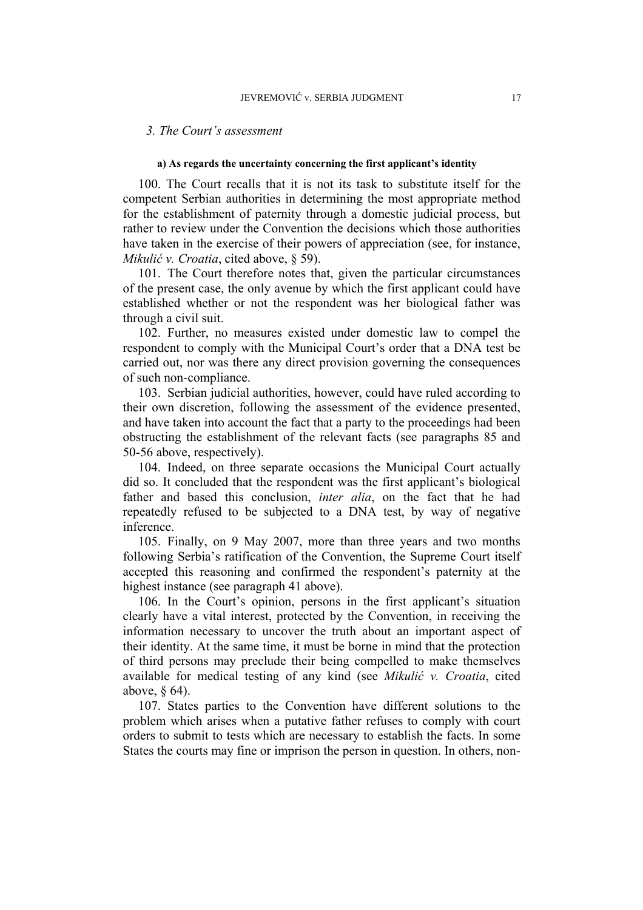### 3. The Court's assessment

#### a) As regards the uncertainty concerning the first applicant's identity

100. The Court recalls that it is not its task to substitute itself for the competent Serbian authorities in determining the most appropriate method for the establishment of paternity through a domestic judicial process, but rather to review under the Convention the decisions which those authorities have taken in the exercise of their powers of appreciation (see, for instance, *Mikulić v. Croatia*, cited above, § 59).

101. The Court therefore notes that, given the particular circumstances of the present case, the only avenue by which the first applicant could have established whether or not the respondent was her biological father was through a civil suit.

102. Further, no measures existed under domestic law to compel the respondent to comply with the Municipal Court's order that a DNA test be carried out, nor was there any direct provision governing the consequences of such non-compliance.

103. Serbian judicial authorities, however, could have ruled according to their own discretion, following the assessment of the evidence presented, and have taken into account the fact that a party to the proceedings had been obstructing the establishment of the relevant facts (see paragraphs 85 and 50-56 above, respectively).

104. Indeed, on three separate occasions the Municipal Court actually did so. It concluded that the respondent was the first applicant's biological father and based this conclusion, *inter alia*, on the fact that he had repeatedly refused to be subjected to a DNA test, by way of negative inference.

105. Finally, on 9 May 2007, more than three years and two months following Serbia's ratification of the Convention, the Supreme Court itself accepted this reasoning and confirmed the respondent's paternity at the highest instance (see paragraph 41 above).

106. In the Court's opinion, persons in the first applicant's situation clearly have a vital interest, protected by the Convention, in receiving the information necessary to uncover the truth about an important aspect of their identity. At the same time, it must be borne in mind that the protection of third persons may preclude their being compelled to make themselves available for medical testing of any kind (see *Mikulić v. Croatia*, cited above, § 64).

107. States parties to the Convention have different solutions to the problem which arises when a putative father refuses to comply with court orders to submit to tests which are necessary to establish the facts. In some States the courts may fine or imprison the person in question. In others, non-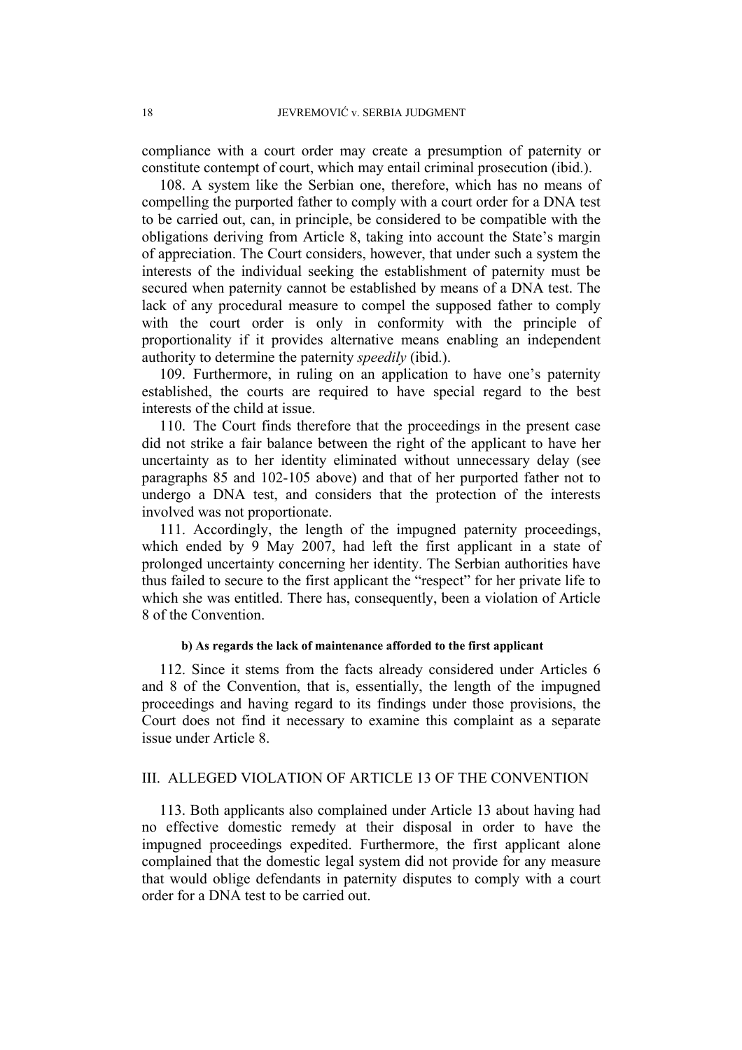compliance with a court order may create a presumption of paternity or constitute contempt of court, which may entail criminal prosecution (ibid.).

108. A system like the Serbian one, therefore, which has no means of compelling the purported father to comply with a court order for a DNA test to be carried out, can, in principle, be considered to be compatible with the obligations deriving from Article 8, taking into account the State's margin of appreciation. The Court considers, however, that under such a system the interests of the individual seeking the establishment of paternity must be secured when paternity cannot be established by means of a DNA test. The lack of any procedural measure to compel the supposed father to comply with the court order is only in conformity with the principle of proportionality if it provides alternative means enabling an independent authority to determine the paternity *speedily* (ibid.).

109. Furthermore, in ruling on an application to have one's paternity established, the courts are required to have special regard to the best interests of the child at issue.

110. The Court finds therefore that the proceedings in the present case did not strike a fair balance between the right of the applicant to have her uncertainty as to her identity eliminated without unnecessary delay (see paragraphs 85 and 102-105 above) and that of her purported father not to undergo a DNA test, and considers that the protection of the interests involved was not proportionate.

111. Accordingly, the length of the impugned paternity proceedings, which ended by 9 May 2007, had left the first applicant in a state of prolonged uncertainty concerning her identity. The Serbian authorities have thus failed to secure to the first applicant the "respect" for her private life to which she was entitled. There has, consequently, been a violation of Article 8 of the Convention.

#### b) As regards the lack of maintenance afforded to the first applicant

112. Since it stems from the facts already considered under Articles 6 and 8 of the Convention, that is, essentially, the length of the impugned proceedings and having regard to its findings under those provisions, the Court does not find it necessary to examine this complaint as a separate issue under Article 8.

## III. ALLEGED VIOLATION OF ARTICLE 13 OF THE CONVENTION

113. Both applicants also complained under Article 13 about having had no effective domestic remedy at their disposal in order to have the impugned proceedings expedited. Furthermore, the first applicant alone complained that the domestic legal system did not provide for any measure that would oblige defendants in paternity disputes to comply with a court order for a DNA test to be carried out.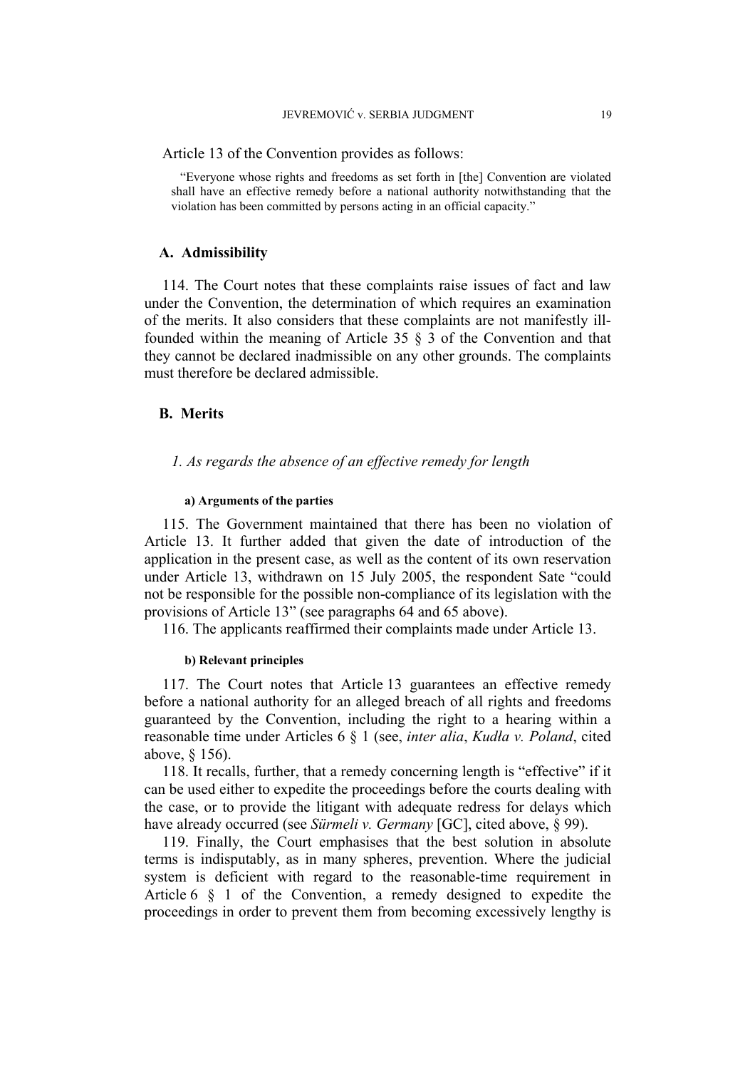Article 13 of the Convention provides as follows:

> "Everyone whose rights and freedoms as set forth in [the] Convention are violated shall have an effective remedy before a national authority notwithstanding that the violation has been committed by persons acting in an official capacity."

## A. Admissibility

114. The Court notes that these complaints raise issues of fact and law under the Convention, the determination of which requires an examination of the merits. It also considers that these complaints are not manifestly ill-founded within the meaning of Article 35 § 3 of the Convention and that they cannot be declared inadmissible on any other grounds. The complaints must therefore be declared admissible.

## B. Merits

### *1. As regards the absence of an effective remedy for length*

#### a) Arguments of the parties

115. The Government maintained that there has been no violation of Article 13. It further added that given the date of introduction of the application in the present case, as well as the content of its own reservation under Article 13, withdrawn on 15 July 2005, the respondent Sate "could not be responsible for the possible non-compliance of its legislation with the provisions of Article 13" (see paragraphs 64 and 65 above).

116. The applicants reaffirmed their complaints made under Article 13.

#### b) Relevant principles

117. The Court notes that Article 13 guarantees an effective remedy before a national authority for an alleged breach of all rights and freedoms guaranteed by the Convention, including the right to a hearing within a reasonable time under Articles 6 § 1 (see, *inter alia*, *Kudła v. Poland*, cited above, § 156).

118. It recalls, further, that a remedy concerning length is "effective" if it can be used either to expedite the proceedings before the courts dealing with the case, or to provide the litigant with adequate redress for delays which have already occurred (see *Sürmeli v. Germany* [GC], cited above, § 99).

119. Finally, the Court emphasises that the best solution in absolute terms is indisputably, as in many spheres, prevention. Where the judicial system is deficient with regard to the reasonable-time requirement in Article 6 § 1 of the Convention, a remedy designed to expedite the proceedings in order to prevent them from becoming excessively lengthy is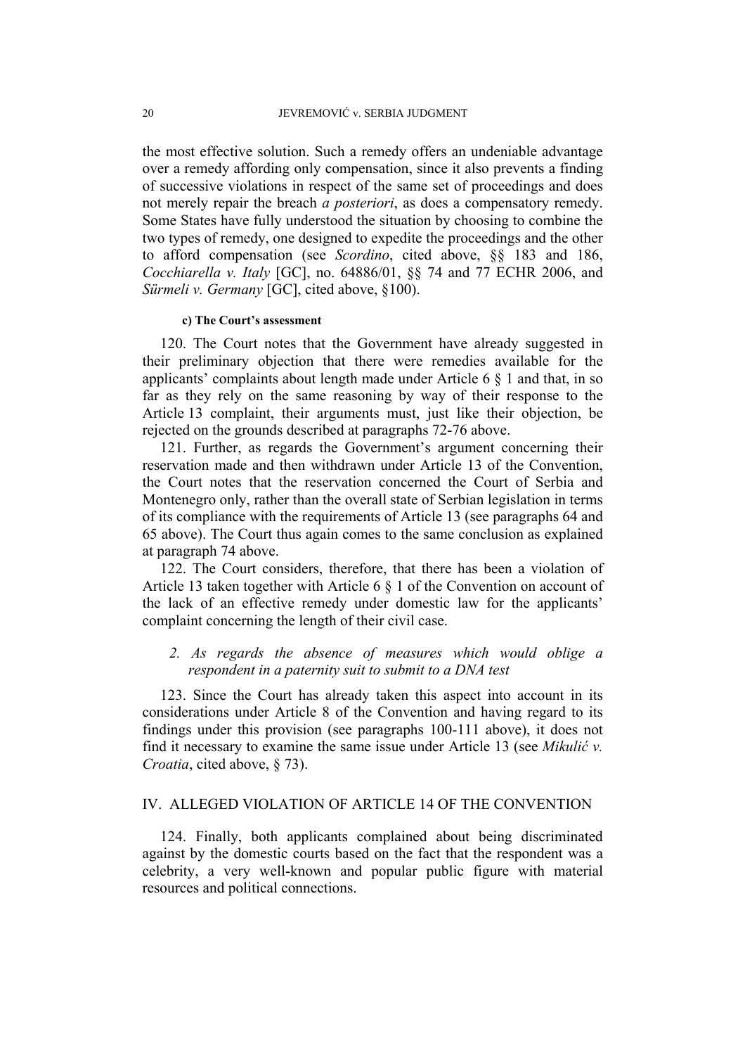the most effective solution. Such a remedy offers an undeniable advantage over a remedy affording only compensation, since it also prevents a finding of successive violations in respect of the same set of proceedings and does not merely repair the breach *a posteriori*, as does a compensatory remedy. Some States have fully understood the situation by choosing to combine the two types of remedy, one designed to expedite the proceedings and the other to afford compensation (see *Scordino*, cited above, §§ 183 and 186, *Cocchiarella v. Italy* [GC], no. 64886/01, §§ 74 and 77 ECHR 2006, and *Sürmeli v. Germany* [GC], cited above, §100).

#### c) The Court's assessment

120. The Court notes that the Government have already suggested in their preliminary objection that there were remedies available for the applicants' complaints about length made under Article 6 § 1 and that, in so far as they rely on the same reasoning by way of their response to the Article 13 complaint, their arguments must, just like their objection, be rejected on the grounds described at paragraphs 72-76 above.

121. Further, as regards the Government's argument concerning their reservation made and then withdrawn under Article 13 of the Convention, the Court notes that the reservation concerned the Court of Serbia and Montenegro only, rather than the overall state of Serbian legislation in terms of its compliance with the requirements of Article 13 (see paragraphs 64 and 65 above). The Court thus again comes to the same conclusion as explained at paragraph 74 above.

122. The Court considers, therefore, that there has been a violation of Article 13 taken together with Article 6 § 1 of the Convention on account of the lack of an effective remedy under domestic law for the applicants' complaint concerning the length of their civil case.

### *2. As regards the absence of measures which would oblige a respondent in a paternity suit to submit to a DNA test*

123. Since the Court has already taken this aspect into account in its considerations under Article 8 of the Convention and having regard to its findings under this provision (see paragraphs 100-111 above), it does not find it necessary to examine the same issue under Article 13 (see *Mikulić v. Croatia*, cited above, § 73).

## IV. ALLEGED VIOLATION OF ARTICLE 14 OF THE CONVENTION

124. Finally, both applicants complained about being discriminated against by the domestic courts based on the fact that the respondent was a celebrity, a very well-known and popular public figure with material resources and political connections.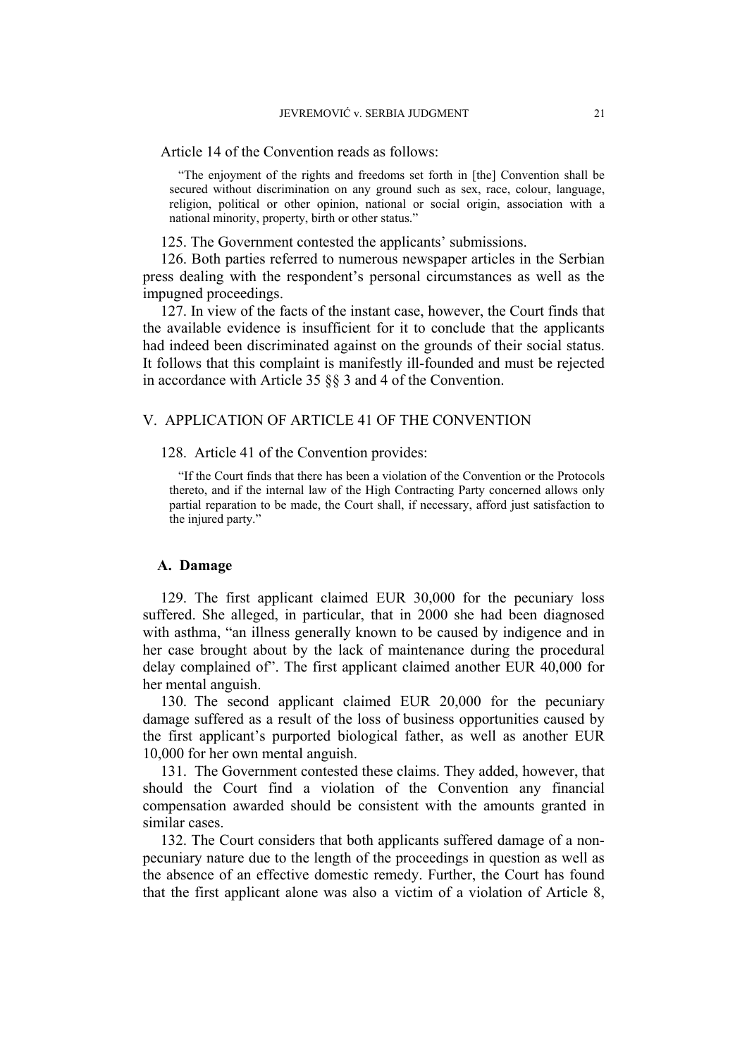Article 14 of the Convention reads as follows:

> "The enjoyment of the rights and freedoms set forth in [the] Convention shall be secured without discrimination on any ground such as sex, race, colour, language, religion, political or other opinion, national or social origin, association with a national minority, property, birth or other status."

125. The Government contested the applicants' submissions.

126. Both parties referred to numerous newspaper articles in the Serbian press dealing with the respondent's personal circumstances as well as the impugned proceedings.

127. In view of the facts of the instant case, however, the Court finds that the available evidence is insufficient for it to conclude that the applicants had indeed been discriminated against on the grounds of their social status. It follows that this complaint is manifestly ill-founded and must be rejected in accordance with Article 35 §§ 3 and 4 of the Convention.

## V. APPLICATION OF ARTICLE 41 OF THE CONVENTION

128. Article 41 of the Convention provides:

> "If the Court finds that there has been a violation of the Convention or the Protocols thereto, and if the internal law of the High Contracting Party concerned allows only partial reparation to be made, the Court shall, if necessary, afford just satisfaction to the injured party."

### A. Damage

129. The first applicant claimed EUR 30,000 for the pecuniary loss suffered. She alleged, in particular, that in 2000 she had been diagnosed with asthma, "an illness generally known to be caused by indigence and in her case brought about by the lack of maintenance during the procedural delay complained of". The first applicant claimed another EUR 40,000 for her mental anguish.

130. The second applicant claimed EUR 20,000 for the pecuniary damage suffered as a result of the loss of business opportunities caused by the first applicant's purported biological father, as well as another EUR 10,000 for her own mental anguish.

131. The Government contested these claims. They added, however, that should the Court find a violation of the Convention any financial compensation awarded should be consistent with the amounts granted in similar cases.

132. The Court considers that both applicants suffered damage of a non-pecuniary nature due to the length of the proceedings in question as well as the absence of an effective domestic remedy. Further, the Court has found that the first applicant alone was also a victim of a violation of Article 8,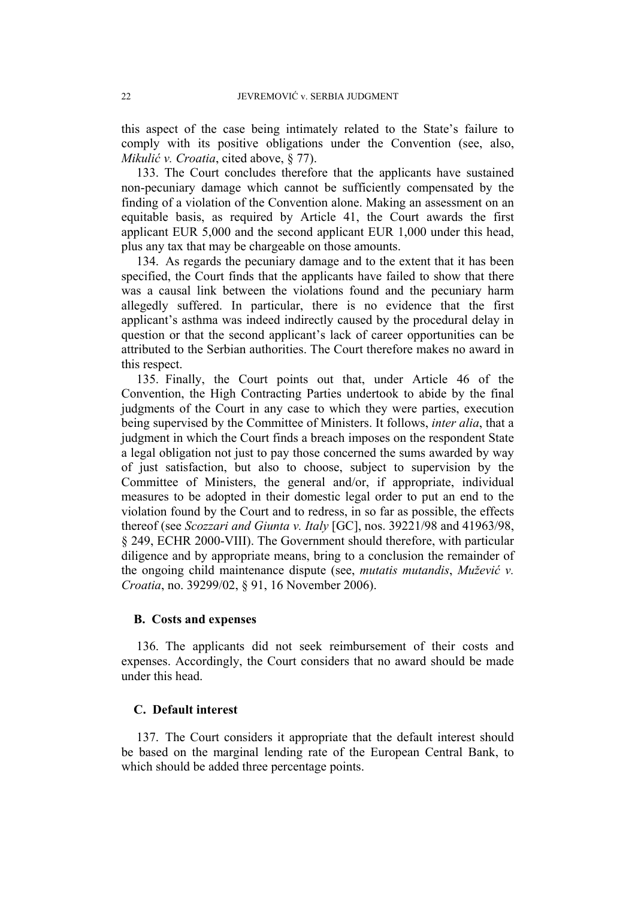this aspect of the case being intimately related to the State's failure to comply with its positive obligations under the Convention (see, also, *Mikulić v. Croatia*, cited above, § 77).

133. The Court concludes therefore that the applicants have sustained non-pecuniary damage which cannot be sufficiently compensated by the finding of a violation of the Convention alone. Making an assessment on an equitable basis, as required by Article 41, the Court awards the first applicant EUR 5,000 and the second applicant EUR 1,000 under this head, plus any tax that may be chargeable on those amounts.

134. As regards the pecuniary damage and to the extent that it has been specified, the Court finds that the applicants have failed to show that there was a causal link between the violations found and the pecuniary harm allegedly suffered. In particular, there is no evidence that the first applicant's asthma was indeed indirectly caused by the procedural delay in question or that the second applicant's lack of career opportunities can be attributed to the Serbian authorities. The Court therefore makes no award in this respect.

135. Finally, the Court points out that, under Article 46 of the Convention, the High Contracting Parties undertook to abide by the final judgments of the Court in any case to which they were parties, execution being supervised by the Committee of Ministers. It follows, *inter alia*, that a judgment in which the Court finds a breach imposes on the respondent State a legal obligation not just to pay those concerned the sums awarded by way of just satisfaction, but also to choose, subject to supervision by the Committee of Ministers, the general and/or, if appropriate, individual measures to be adopted in their domestic legal order to put an end to the violation found by the Court and to redress, in so far as possible, the effects thereof (see *Scozzari and Giunta v. Italy* [GC], nos. 39221/98 and 41963/98, § 249, ECHR 2000-VIII). The Government should therefore, with particular diligence and by appropriate means, bring to a conclusion the remainder of the ongoing child maintenance dispute (see, *mutatis mutandis*, *Mužević v. Croatia*, no. 39299/02, § 91, 16 November 2006).

## B. Costs and expenses

136. The applicants did not seek reimbursement of their costs and expenses. Accordingly, the Court considers that no award should be made under this head.

## C. Default interest

137. The Court considers it appropriate that the default interest should be based on the marginal lending rate of the European Central Bank, to which should be added three percentage points.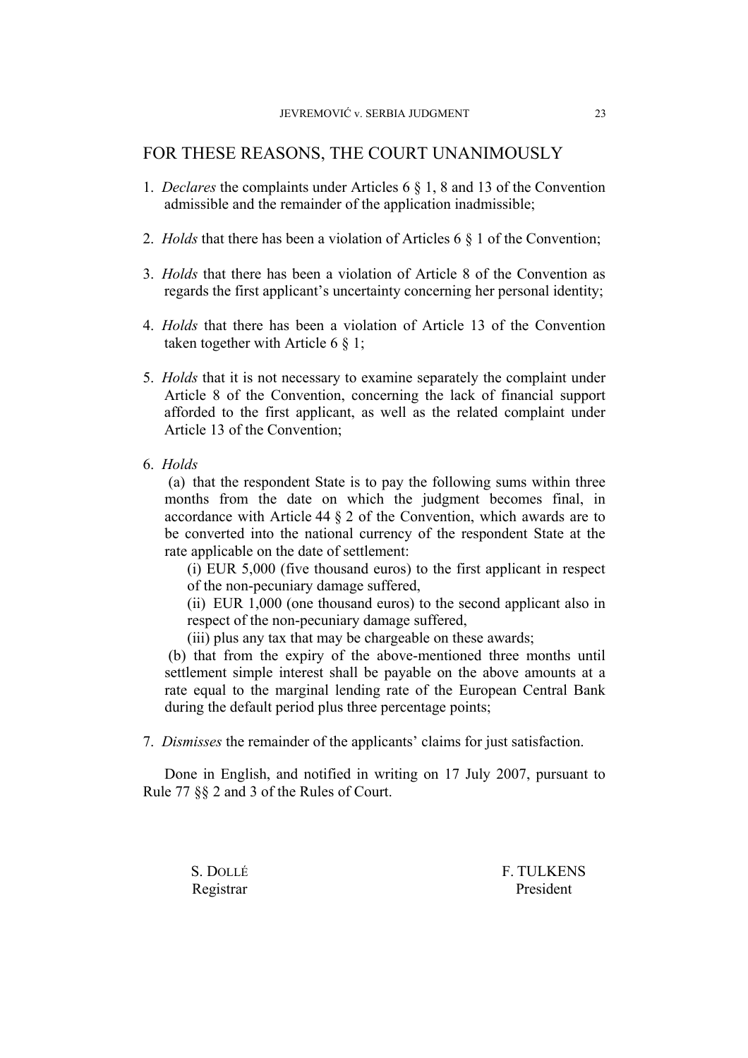## FOR THESE REASONS, THE COURT UNANIMOUSLY

1. *Declares* the complaints under Articles 6 § 1, 8 and 13 of the Convention admissible and the remainder of the application inadmissible;

2. *Holds* that there has been a violation of Articles 6 § 1 of the Convention;

3. *Holds* that there has been a violation of Article 8 of the Convention as regards the first applicant's uncertainty concerning her personal identity;

4. *Holds* that there has been a violation of Article 13 of the Convention taken together with Article 6 § 1;

5. *Holds* that it is not necessary to examine separately the complaint under Article 8 of the Convention, concerning the lack of financial support afforded to the first applicant, as well as the related complaint under Article 13 of the Convention;

6. *Holds*

   (a) that the respondent State is to pay the following sums within three months from the date on which the judgment becomes final, in accordance with Article 44 § 2 of the Convention, which awards are to be converted into the national currency of the respondent State at the rate applicable on the date of settlement:

   (i) EUR 5,000 (five thousand euros) to the first applicant in respect of the non-pecuniary damage suffered,

   (ii) EUR 1,000 (one thousand euros) to the second applicant also in respect of the non-pecuniary damage suffered,

   (iii) plus any tax that may be chargeable on these awards;

   (b) that from the expiry of the above-mentioned three months until settlement simple interest shall be payable on the above amounts at a rate equal to the marginal lending rate of the European Central Bank during the default period plus three percentage points;

7. *Dismisses* the remainder of the applicants' claims for just satisfaction.

Done in English, and notified in writing on 17 July 2007, pursuant to Rule 77 §§ 2 and 3 of the Rules of Court.

S. DOLLÉ
Registrar

F. TULKENS
President